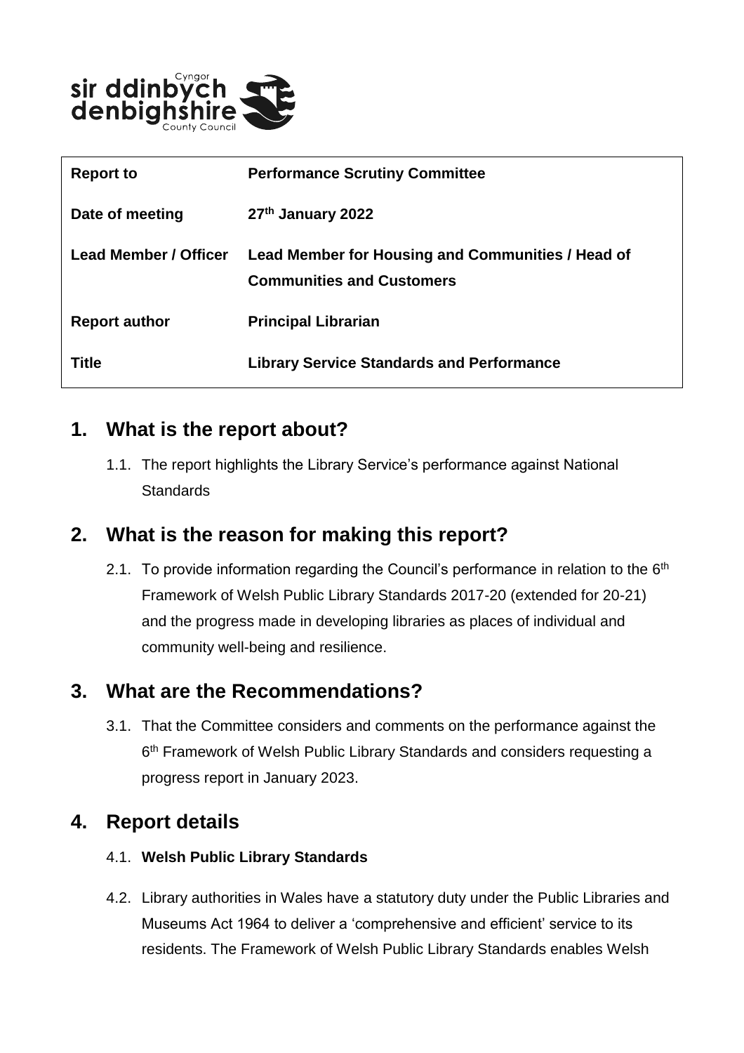| Report to | Performance Scrutiny Committee |
| --- | --- |
| Date of meeting | 27th January 2022 |
| Lead Member / Officer | Lead Member for Housing and Communities / Head of Communities and Customers |
| Report author | Principal Librarian |
| Title | Library Service Standards and Performance |

## 1. What is the report about?

1.1. The report highlights the Library Service's performance against National Standards

## 2. What is the reason for making this report?

2.1. To provide information regarding the Council's performance in relation to the 6th Framework of Welsh Public Library Standards 2017-20 (extended for 20-21) and the progress made in developing libraries as places of individual and community well-being and resilience.

## 3. What are the Recommendations?

3.1. That the Committee considers and comments on the performance against the 6th Framework of Welsh Public Library Standards and considers requesting a progress report in January 2023.

## 4. Report details

4.1. **Welsh Public Library Standards**

4.2. Library authorities in Wales have a statutory duty under the Public Libraries and Museums Act 1964 to deliver a 'comprehensive and efficient' service to its residents. The Framework of Welsh Public Library Standards enables Welsh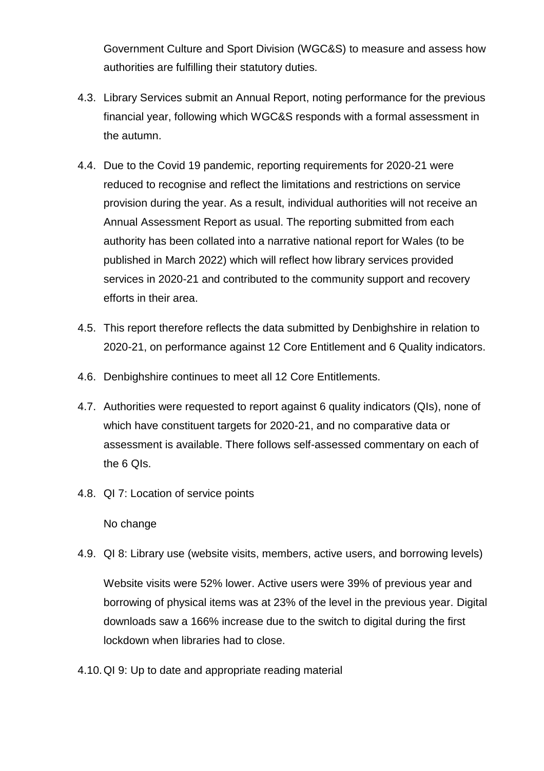Government Culture and Sport Division (WGC&S) to measure and assess how authorities are fulfilling their statutory duties.

4.3. Library Services submit an Annual Report, noting performance for the previous financial year, following which WGC&S responds with a formal assessment in the autumn.

4.4. Due to the Covid 19 pandemic, reporting requirements for 2020-21 were reduced to recognise and reflect the limitations and restrictions on service provision during the year. As a result, individual authorities will not receive an Annual Assessment Report as usual. The reporting submitted from each authority has been collated into a narrative national report for Wales (to be published in March 2022) which will reflect how library services provided services in 2020-21 and contributed to the community support and recovery efforts in their area.

4.5. This report therefore reflects the data submitted by Denbighshire in relation to 2020-21, on performance against 12 Core Entitlement and 6 Quality indicators.

4.6. Denbighshire continues to meet all 12 Core Entitlements.

4.7. Authorities were requested to report against 6 quality indicators (QIs), none of which have constituent targets for 2020-21, and no comparative data or assessment is available. There follows self-assessed commentary on each of the 6 QIs.

4.8. QI 7: Location of service points

No change

4.9. QI 8: Library use (website visits, members, active users, and borrowing levels)

Website visits were 52% lower. Active users were 39% of previous year and borrowing of physical items was at 23% of the level in the previous year. Digital downloads saw a 166% increase due to the switch to digital during the first lockdown when libraries had to close.

4.10. QI 9: Up to date and appropriate reading material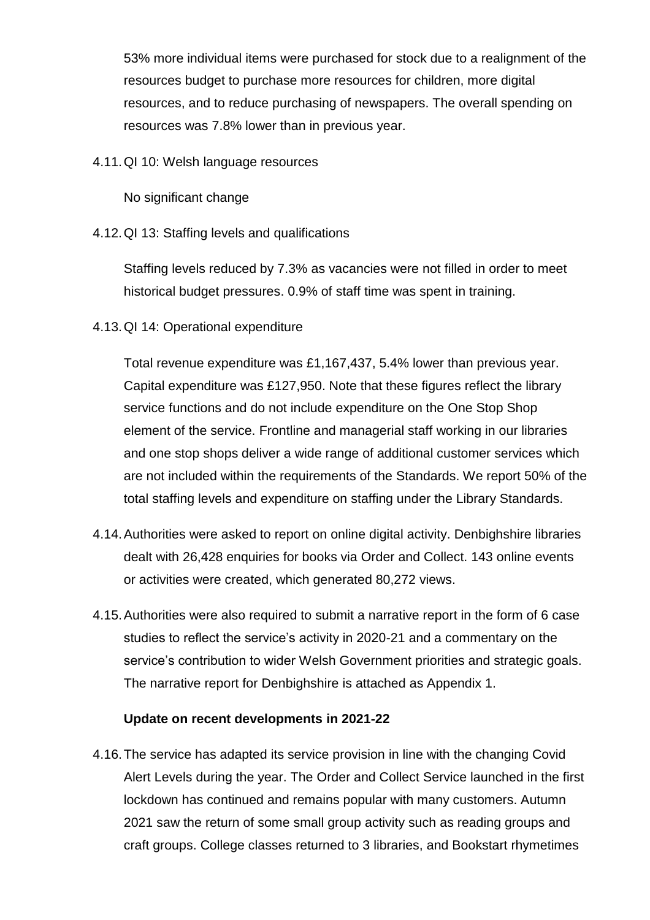53% more individual items were purchased for stock due to a realignment of the resources budget to purchase more resources for children, more digital resources, and to reduce purchasing of newspapers. The overall spending on resources was 7.8% lower than in previous year.

4.11. QI 10: Welsh language resources

No significant change

4.12. QI 13: Staffing levels and qualifications

Staffing levels reduced by 7.3% as vacancies were not filled in order to meet historical budget pressures. 0.9% of staff time was spent in training.

4.13. QI 14: Operational expenditure

Total revenue expenditure was £1,167,437, 5.4% lower than previous year. Capital expenditure was £127,950. Note that these figures reflect the library service functions and do not include expenditure on the One Stop Shop element of the service. Frontline and managerial staff working in our libraries and one stop shops deliver a wide range of additional customer services which are not included within the requirements of the Standards. We report 50% of the total staffing levels and expenditure on staffing under the Library Standards.

4.14. Authorities were asked to report on online digital activity. Denbighshire libraries dealt with 26,428 enquiries for books via Order and Collect. 143 online events or activities were created, which generated 80,272 views.

4.15. Authorities were also required to submit a narrative report in the form of 6 case studies to reflect the service's activity in 2020-21 and a commentary on the service's contribution to wider Welsh Government priorities and strategic goals. The narrative report for Denbighshire is attached as Appendix 1.

**Update on recent developments in 2021-22**

4.16. The service has adapted its service provision in line with the changing Covid Alert Levels during the year. The Order and Collect Service launched in the first lockdown has continued and remains popular with many customers. Autumn 2021 saw the return of some small group activity such as reading groups and craft groups. College classes returned to 3 libraries, and Bookstart rhymetimes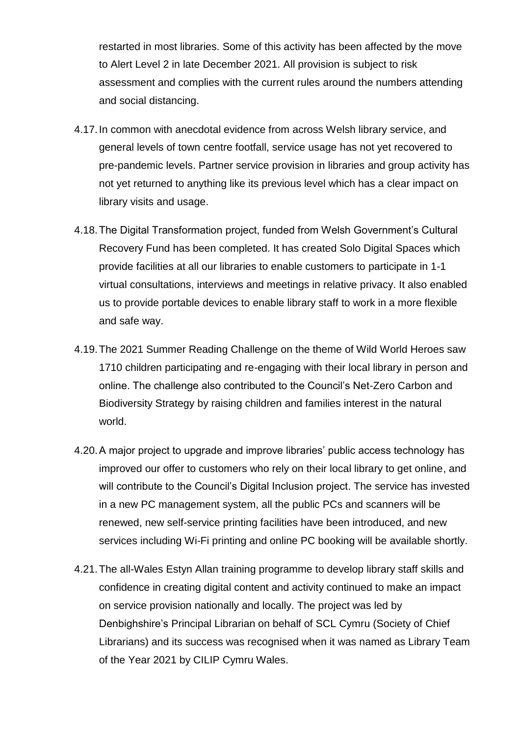restarted in most libraries. Some of this activity has been affected by the move to Alert Level 2 in late December 2021. All provision is subject to risk assessment and complies with the current rules around the numbers attending and social distancing.

4.17. In common with anecdotal evidence from across Welsh library service, and general levels of town centre footfall, service usage has not yet recovered to pre-pandemic levels. Partner service provision in libraries and group activity has not yet returned to anything like its previous level which has a clear impact on library visits and usage.

4.18. The Digital Transformation project, funded from Welsh Government's Cultural Recovery Fund has been completed. It has created Solo Digital Spaces which provide facilities at all our libraries to enable customers to participate in 1-1 virtual consultations, interviews and meetings in relative privacy. It also enabled us to provide portable devices to enable library staff to work in a more flexible and safe way.

4.19. The 2021 Summer Reading Challenge on the theme of Wild World Heroes saw 1710 children participating and re-engaging with their local library in person and online. The challenge also contributed to the Council's Net-Zero Carbon and Biodiversity Strategy by raising children and families interest in the natural world.

4.20. A major project to upgrade and improve libraries' public access technology has improved our offer to customers who rely on their local library to get online, and will contribute to the Council's Digital Inclusion project. The service has invested in a new PC management system, all the public PCs and scanners will be renewed, new self-service printing facilities have been introduced, and new services including Wi-Fi printing and online PC booking will be available shortly.

4.21. The all-Wales Estyn Allan training programme to develop library staff skills and confidence in creating digital content and activity continued to make an impact on service provision nationally and locally. The project was led by Denbighshire's Principal Librarian on behalf of SCL Cymru (Society of Chief Librarians) and its success was recognised when it was named as Library Team of the Year 2021 by CILIP Cymru Wales.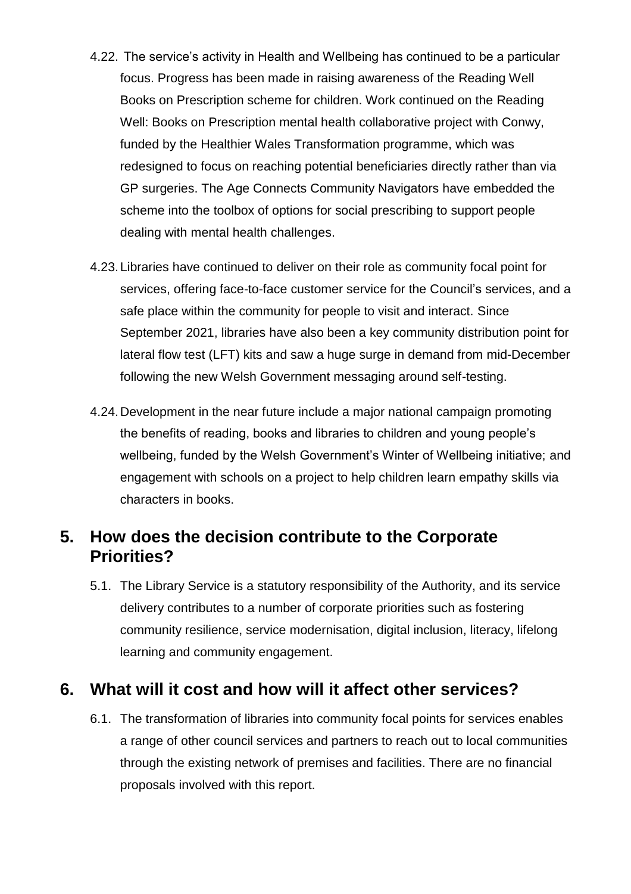4.22. The service's activity in Health and Wellbeing has continued to be a particular focus. Progress has been made in raising awareness of the Reading Well Books on Prescription scheme for children. Work continued on the Reading Well: Books on Prescription mental health collaborative project with Conwy, funded by the Healthier Wales Transformation programme, which was redesigned to focus on reaching potential beneficiaries directly rather than via GP surgeries. The Age Connects Community Navigators have embedded the scheme into the toolbox of options for social prescribing to support people dealing with mental health challenges.

4.23. Libraries have continued to deliver on their role as community focal point for services, offering face-to-face customer service for the Council's services, and a safe place within the community for people to visit and interact. Since September 2021, libraries have also been a key community distribution point for lateral flow test (LFT) kits and saw a huge surge in demand from mid-December following the new Welsh Government messaging around self-testing.

4.24. Development in the near future include a major national campaign promoting the benefits of reading, books and libraries to children and young people's wellbeing, funded by the Welsh Government's Winter of Wellbeing initiative; and engagement with schools on a project to help children learn empathy skills via characters in books.

## 5. How does the decision contribute to the Corporate Priorities?

5.1. The Library Service is a statutory responsibility of the Authority, and its service delivery contributes to a number of corporate priorities such as fostering community resilience, service modernisation, digital inclusion, literacy, lifelong learning and community engagement.

## 6. What will it cost and how will it affect other services?

6.1. The transformation of libraries into community focal points for services enables a range of other council services and partners to reach out to local communities through the existing network of premises and facilities. There are no financial proposals involved with this report.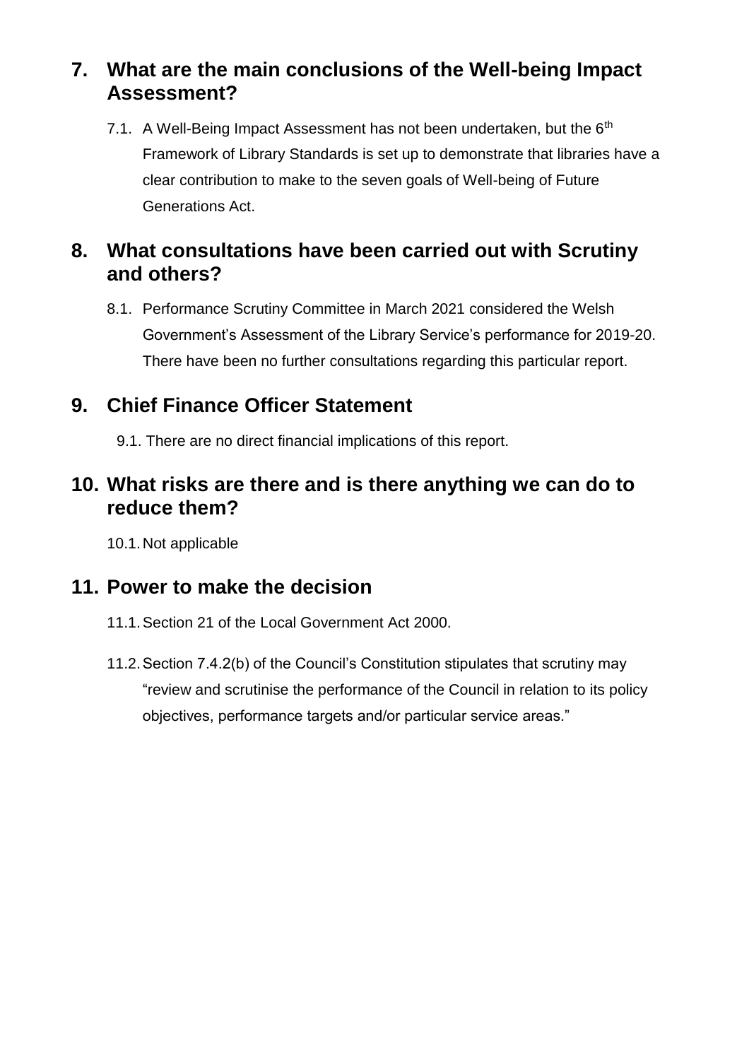## 7. What are the main conclusions of the Well-being Impact Assessment?

7.1. A Well-Being Impact Assessment has not been undertaken, but the 6th Framework of Library Standards is set up to demonstrate that libraries have a clear contribution to make to the seven goals of Well-being of Future Generations Act.

## 8. What consultations have been carried out with Scrutiny and others?

8.1. Performance Scrutiny Committee in March 2021 considered the Welsh Government's Assessment of the Library Service's performance for 2019-20. There have been no further consultations regarding this particular report.

## 9. Chief Finance Officer Statement

9.1. There are no direct financial implications of this report.

## 10. What risks are there and is there anything we can do to reduce them?

10.1. Not applicable

## 11. Power to make the decision

11.1. Section 21 of the Local Government Act 2000.

11.2. Section 7.4.2(b) of the Council's Constitution stipulates that scrutiny may "review and scrutinise the performance of the Council in relation to its policy objectives, performance targets and/or particular service areas."